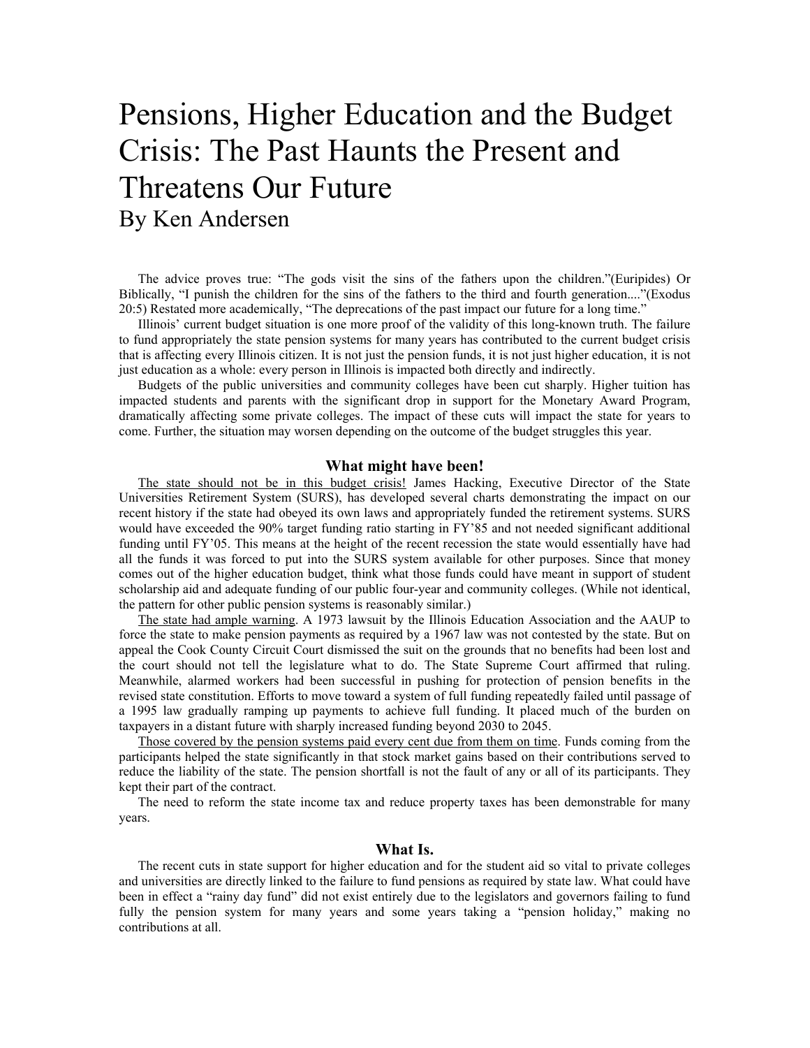# Pensions, Higher Education and the Budget Crisis: The Past Haunts the Present and Threatens Our Future

By Ken Andersen

The advice proves true: "The gods visit the sins of the fathers upon the children."(Euripides) Or Biblically, "I punish the children for the sins of the fathers to the third and fourth generation...."(Exodus 20:5) Restated more academically, "The deprecations of the past impact our future for a long time."

Illinois' current budget situation is one more proof of the validity of this long-known truth. The failure to fund appropriately the state pension systems for many years has contributed to the current budget crisis that is affecting every Illinois citizen. It is not just the pension funds, it is not just higher education, it is not just education as a whole: every person in Illinois is impacted both directly and indirectly.

Budgets of the public universities and community colleges have been cut sharply. Higher tuition has impacted students and parents with the significant drop in support for the Monetary Award Program, dramatically affecting some private colleges. The impact of these cuts will impact the state for years to come. Further, the situation may worsen depending on the outcome of the budget struggles this year.

## What might have been!

The state should not be in this budget crisis! James Hacking, Executive Director of the State Universities Retirement System (SURS), has developed several charts demonstrating the impact on our recent history if the state had obeyed its own laws and appropriately funded the retirement systems. SURS would have exceeded the 90% target funding ratio starting in FY'85 and not needed significant additional funding until FY'05. This means at the height of the recent recession the state would essentially have had all the funds it was forced to put into the SURS system available for other purposes. Since that money comes out of the higher education budget, think what those funds could have meant in support of student scholarship aid and adequate funding of our public four-year and community colleges. (While not identical, the pattern for other public pension systems is reasonably similar.)

The state had ample warning. A 1973 lawsuit by the Illinois Education Association and the AAUP to force the state to make pension payments as required by a 1967 law was not contested by the state. But on appeal the Cook County Circuit Court dismissed the suit on the grounds that no benefits had been lost and the court should not tell the legislature what to do. The State Supreme Court affirmed that ruling. Meanwhile, alarmed workers had been successful in pushing for protection of pension benefits in the revised state constitution. Efforts to move toward a system of full funding repeatedly failed until passage of a 1995 law gradually ramping up payments to achieve full funding. It placed much of the burden on taxpayers in a distant future with sharply increased funding beyond 2030 to 2045.

Those covered by the pension systems paid every cent due from them on time. Funds coming from the participants helped the state significantly in that stock market gains based on their contributions served to reduce the liability of the state. The pension shortfall is not the fault of any or all of its participants. They kept their part of the contract.

The need to reform the state income tax and reduce property taxes has been demonstrable for many years.

## What Is.

The recent cuts in state support for higher education and for the student aid so vital to private colleges and universities are directly linked to the failure to fund pensions as required by state law. What could have been in effect a "rainy day fund" did not exist entirely due to the legislators and governors failing to fund fully the pension system for many years and some years taking a "pension holiday," making no contributions at all.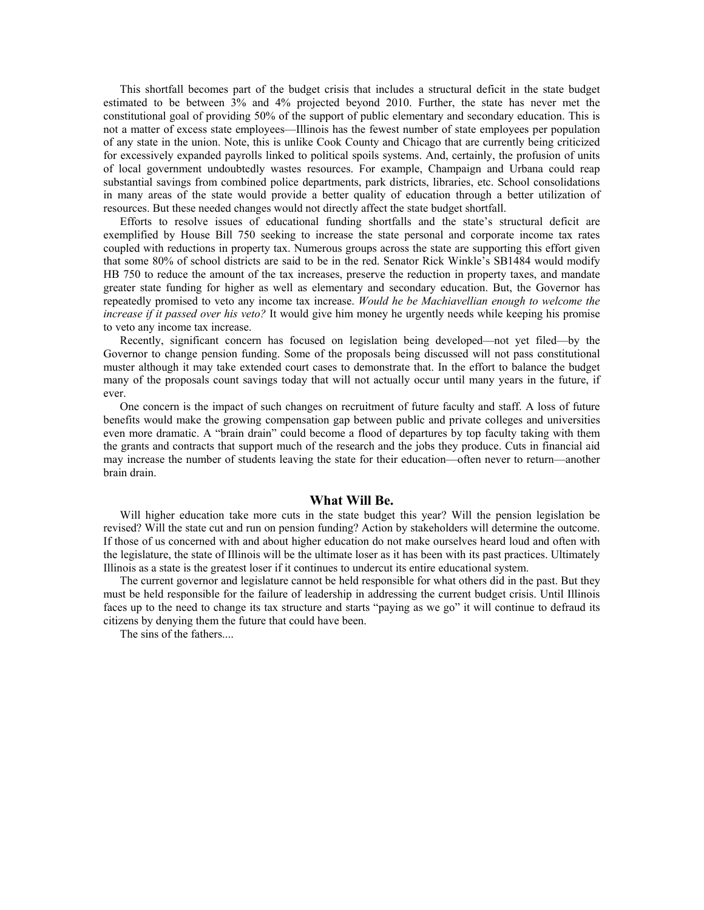This shortfall becomes part of the budget crisis that includes a structural deficit in the state budget estimated to be between 3% and 4% projected beyond 2010. Further, the state has never met the constitutional goal of providing 50% of the support of public elementary and secondary education. This is not a matter of excess state employees—Illinois has the fewest number of state employees per population of any state in the union. Note, this is unlike Cook County and Chicago that are currently being criticized for excessively expanded payrolls linked to political spoils systems. And, certainly, the profusion of units of local government undoubtedly wastes resources. For example, Champaign and Urbana could reap substantial savings from combined police departments, park districts, libraries, etc. School consolidations in many areas of the state would provide a better quality of education through a better utilization of resources. But these needed changes would not directly affect the state budget shortfall.

Efforts to resolve issues of educational funding shortfalls and the state's structural deficit are exemplified by House Bill 750 seeking to increase the state personal and corporate income tax rates coupled with reductions in property tax. Numerous groups across the state are supporting this effort given that some 80% of school districts are said to be in the red. Senator Rick Winkle's SB1484 would modify HB 750 to reduce the amount of the tax increases, preserve the reduction in property taxes, and mandate greater state funding for higher as well as elementary and secondary education. But, the Governor has repeatedly promised to veto any income tax increase. *Would he be Machiavellian enough to welcome the increase if it passed over his veto?* It would give him money he urgently needs while keeping his promise to veto any income tax increase.

Recently, significant concern has focused on legislation being developed—not yet filed—by the Governor to change pension funding. Some of the proposals being discussed will not pass constitutional muster although it may take extended court cases to demonstrate that. In the effort to balance the budget many of the proposals count savings today that will not actually occur until many years in the future, if ever.

One concern is the impact of such changes on recruitment of future faculty and staff. A loss of future benefits would make the growing compensation gap between public and private colleges and universities even more dramatic. A "brain drain" could become a flood of departures by top faculty taking with them the grants and contracts that support much of the research and the jobs they produce. Cuts in financial aid may increase the number of students leaving the state for their education—often never to return—another brain drain.

## What Will Be.

Will higher education take more cuts in the state budget this year? Will the pension legislation be revised? Will the state cut and run on pension funding? Action by stakeholders will determine the outcome. If those of us concerned with and about higher education do not make ourselves heard loud and often with the legislature, the state of Illinois will be the ultimate loser as it has been with its past practices. Ultimately Illinois as a state is the greatest loser if it continues to undercut its entire educational system.

The current governor and legislature cannot be held responsible for what others did in the past. But they must be held responsible for the failure of leadership in addressing the current budget crisis. Until Illinois faces up to the need to change its tax structure and starts "paying as we go" it will continue to defraud its citizens by denying them the future that could have been.

The sins of the fathers....